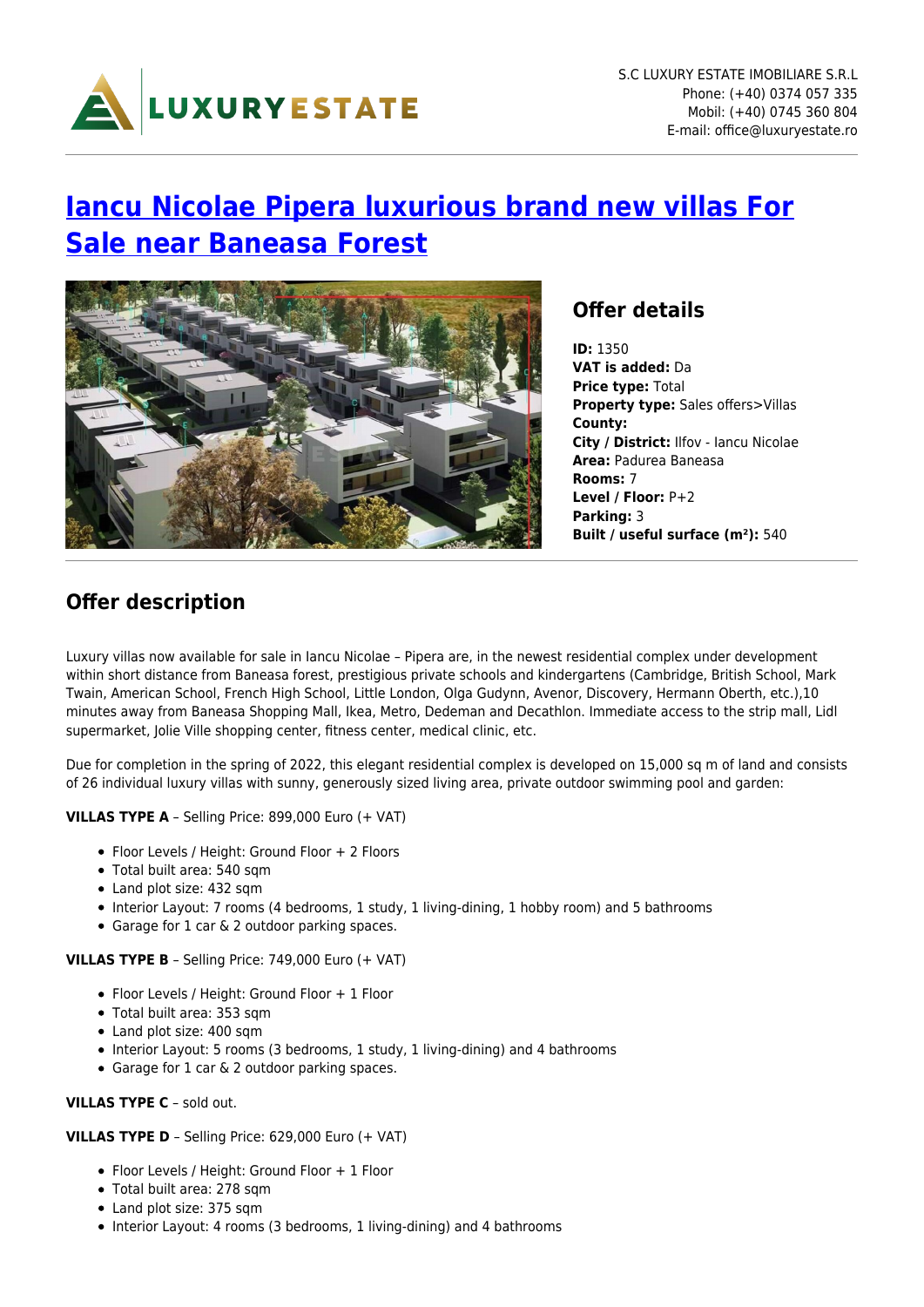S.C LUXURY ESTATE IMOBILIARE S.R.L
Phone: (+40) 0374 057 335
Mobil: (+40) 0745 360 804
E-mail: office@luxuryestate.ro

# Iancu Nicolae Pipera luxurious brand new villas For Sale near Baneasa Forest

## Offer details

**ID:** 1350
**VAT is added:** Da
**Price type:** Total
**Property type:** Sales offers>Villas
**County:**
**City / District:** Ilfov - Iancu Nicolae
**Area:** Padurea Baneasa
**Rooms:** 7
**Level / Floor:** P+2
**Parking:** 3
**Built / useful surface (m²):** 540

## Offer description

Luxury villas now available for sale in Iancu Nicolae – Pipera are, in the newest residential complex under development within short distance from Baneasa forest, prestigious private schools and kindergartens (Cambridge, British School, Mark Twain, American School, French High School, Little London, Olga Gudynn, Avenor, Discovery, Hermann Oberth, etc.),10 minutes away from Baneasa Shopping Mall, Ikea, Metro, Dedeman and Decathlon. Immediate access to the strip mall, Lidl supermarket, Jolie Ville shopping center, fitness center, medical clinic, etc.

Due for completion in the spring of 2022, this elegant residential complex is developed on 15,000 sq m of land and consists of 26 individual luxury villas with sunny, generously sized living area, private outdoor swimming pool and garden:

**VILLAS TYPE A** – Selling Price: 899,000 Euro (+ VAT)

- Floor Levels / Height: Ground Floor + 2 Floors
- Total built area: 540 sqm
- Land plot size: 432 sqm
- Interior Layout: 7 rooms (4 bedrooms, 1 study, 1 living-dining, 1 hobby room) and 5 bathrooms
- Garage for 1 car & 2 outdoor parking spaces.

**VILLAS TYPE B** – Selling Price: 749,000 Euro (+ VAT)

- Floor Levels / Height: Ground Floor + 1 Floor
- Total built area: 353 sqm
- Land plot size: 400 sqm
- Interior Layout: 5 rooms (3 bedrooms, 1 study, 1 living-dining) and 4 bathrooms
- Garage for 1 car & 2 outdoor parking spaces.

**VILLAS TYPE C** – sold out.

**VILLAS TYPE D** – Selling Price: 629,000 Euro (+ VAT)

- Floor Levels / Height: Ground Floor + 1 Floor
- Total built area: 278 sqm
- Land plot size: 375 sqm
- Interior Layout: 4 rooms (3 bedrooms, 1 living-dining) and 4 bathrooms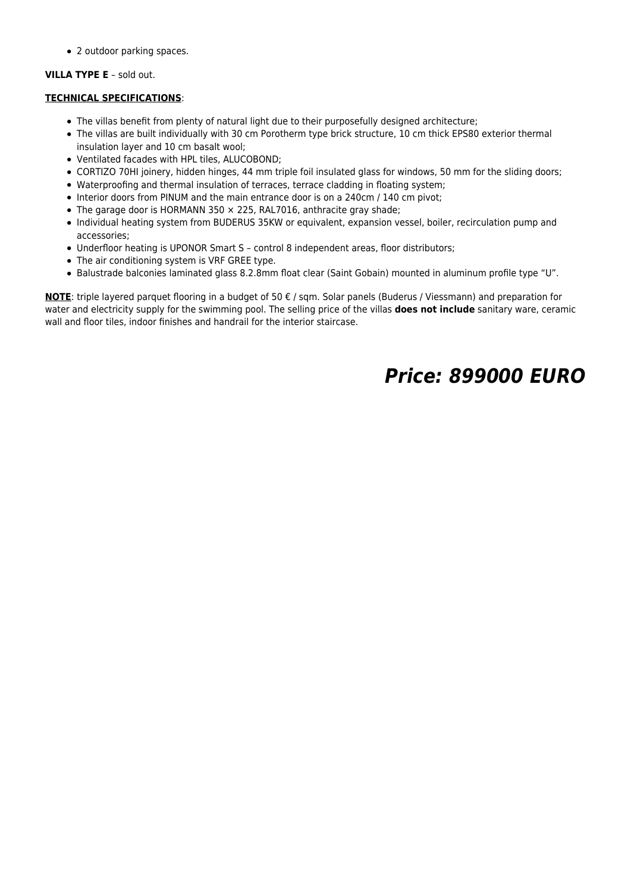- 2 outdoor parking spaces.

**VILLA TYPE E** – sold out.

**TECHNICAL SPECIFICATIONS**:

- The villas benefit from plenty of natural light due to their purposefully designed architecture;
- The villas are built individually with 30 cm Porotherm type brick structure, 10 cm thick EPS80 exterior thermal insulation layer and 10 cm basalt wool;
- Ventilated facades with HPL tiles, ALUCOBOND;
- CORTIZO 70HI joinery, hidden hinges, 44 mm triple foil insulated glass for windows, 50 mm for the sliding doors;
- Waterproofing and thermal insulation of terraces, terrace cladding in floating system;
- Interior doors from PINUM and the main entrance door is on a 240cm / 140 cm pivot;
- The garage door is HORMANN 350 × 225, RAL7016, anthracite gray shade;
- Individual heating system from BUDERUS 35KW or equivalent, expansion vessel, boiler, recirculation pump and accessories;
- Underfloor heating is UPONOR Smart S – control 8 independent areas, floor distributors;
- The air conditioning system is VRF GREE type.
- Balustrade balconies laminated glass 8.2.8mm float clear (Saint Gobain) mounted in aluminum profile type "U".

**NOTE**: triple layered parquet flooring in a budget of 50 € / sqm. Solar panels (Buderus / Viessmann) and preparation for water and electricity supply for the swimming pool. The selling price of the villas **does not include** sanitary ware, ceramic wall and floor tiles, indoor finishes and handrail for the interior staircase.

# ***Price: 899000 EURO***